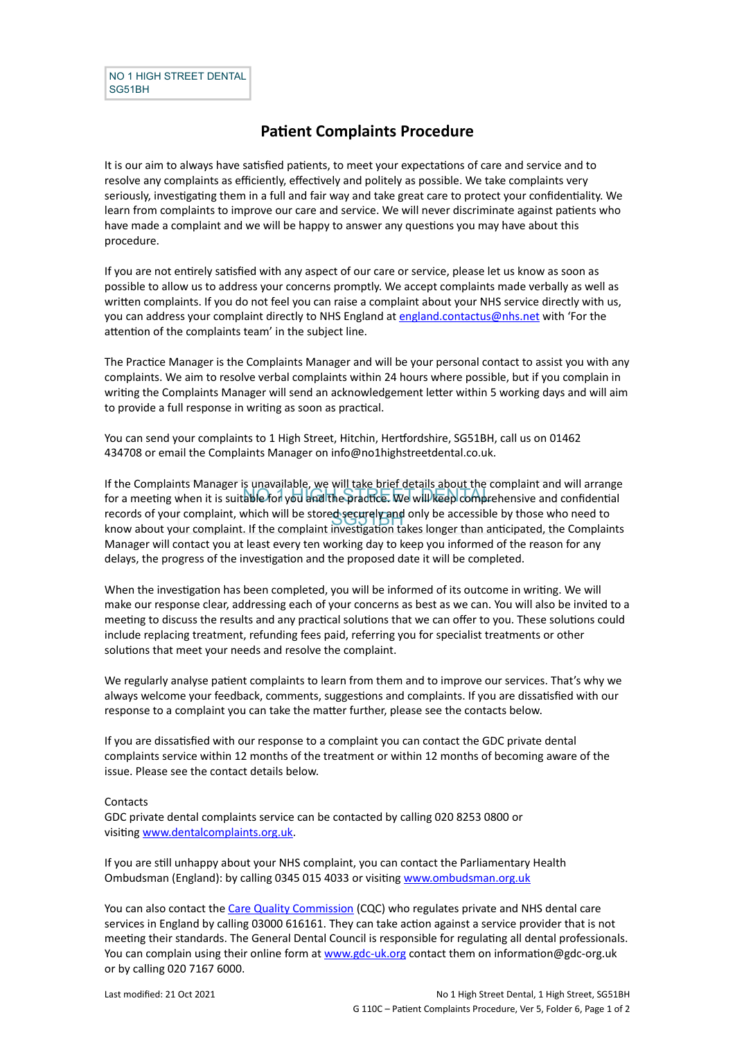NO 1 HIGH STREET DENTAL
SG51BH

# Patient Complaints Procedure

It is our aim to always have satisfied patients, to meet your expectations of care and service and to resolve any complaints as efficiently, effectively and politely as possible. We take complaints very seriously, investigating them in a full and fair way and take great care to protect your confidentiality. We learn from complaints to improve our care and service. We will never discriminate against patients who have made a complaint and we will be happy to answer any questions you may have about this procedure.

If you are not entirely satisfied with any aspect of our care or service, please let us know as soon as possible to allow us to address your concerns promptly. We accept complaints made verbally as well as written complaints. If you do not feel you can raise a complaint about your NHS service directly with us, you can address your complaint directly to NHS England at [england.contactus@nhs.net](mailto:england.contactus@nhs.net) with 'For the attention of the complaints team' in the subject line.

The Practice Manager is the Complaints Manager and will be your personal contact to assist you with any complaints. We aim to resolve verbal complaints within 24 hours where possible, but if you complain in writing the Complaints Manager will send an acknowledgement letter within 5 working days and will aim to provide a full response in writing as soon as practical.

You can send your complaints to 1 High Street, Hitchin, Hertfordshire, SG51BH, call us on 01462 434708 or email the Complaints Manager on info@no1highstreetdental.co.uk.

If the Complaints Manager is unavailable, we will take brief details about the complaint and will arrange for a meeting when it is suitable for you and the practice. We will keep comprehensive and confidential records of your complaint, which will be stored securely and only be accessible by those who need to know about your complaint. If the complaint investigation takes longer than anticipated, the Complaints Manager will contact you at least every ten working day to keep you informed of the reason for any delays, the progress of the investigation and the proposed date it will be completed.

When the investigation has been completed, you will be informed of its outcome in writing. We will make our response clear, addressing each of your concerns as best as we can. You will also be invited to a meeting to discuss the results and any practical solutions that we can offer to you. These solutions could include replacing treatment, refunding fees paid, referring you for specialist treatments or other solutions that meet your needs and resolve the complaint.

We regularly analyse patient complaints to learn from them and to improve our services. That's why we always welcome your feedback, comments, suggestions and complaints. If you are dissatisfied with our response to a complaint you can take the matter further, please see the contacts below.

If you are dissatisfied with our response to a complaint you can contact the GDC private dental complaints service within 12 months of the treatment or within 12 months of becoming aware of the issue. Please see the contact details below.

Contacts
GDC private dental complaints service can be contacted by calling 020 8253 0800 or visiting [www.dentalcomplaints.org.uk](http://www.dentalcomplaints.org.uk).

If you are still unhappy about your NHS complaint, you can contact the Parliamentary Health Ombudsman (England): by calling 0345 015 4033 or visiting [www.ombudsman.org.uk](http://www.ombudsman.org.uk)

You can also contact the Care Quality Commission (CQC) who regulates private and NHS dental care services in England by calling 03000 616161. They can take action against a service provider that is not meeting their standards. The General Dental Council is responsible for regulating all dental professionals. You can complain using their online form at [www.gdc-uk.org](http://www.gdc-uk.org) contact them on information@gdc-org.uk or by calling 020 7167 6000.

Last modified: 21 Oct 2021

No 1 High Street Dental, 1 High Street, SG51BH
G 110C – Patient Complaints Procedure, Ver 5, Folder 6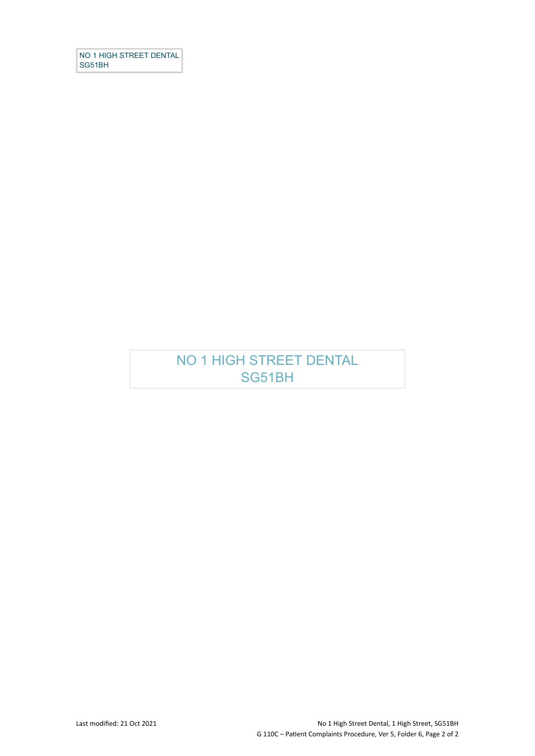NO 1 HIGH STREET DENTAL
SG51BH

NO 1 HIGH STREET DENTAL
SG51BH